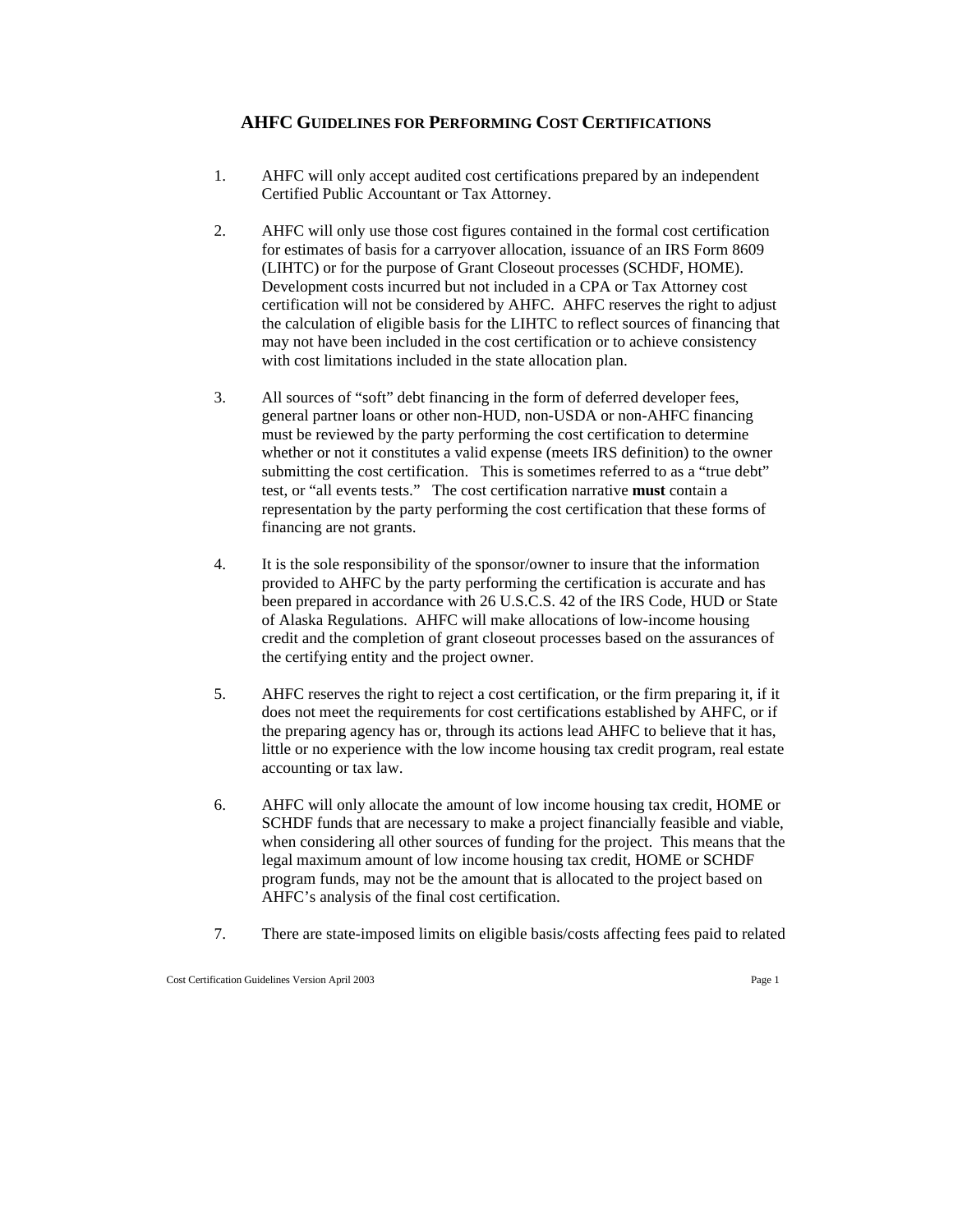# AHFC Guidelines for Performing Cost Certifications

1. AHFC will only accept audited cost certifications prepared by an independent Certified Public Accountant or Tax Attorney.

2. AHFC will only use those cost figures contained in the formal cost certification for estimates of basis for a carryover allocation, issuance of an IRS Form 8609 (LIHTC) or for the purpose of Grant Closeout processes (SCHDF, HOME). Development costs incurred but not included in a CPA or Tax Attorney cost certification will not be considered by AHFC. AHFC reserves the right to adjust the calculation of eligible basis for the LIHTC to reflect sources of financing that may not have been included in the cost certification or to achieve consistency with cost limitations included in the state allocation plan.

3. All sources of "soft" debt financing in the form of deferred developer fees, general partner loans or other non-HUD, non-USDA or non-AHFC financing must be reviewed by the party performing the cost certification to determine whether or not it constitutes a valid expense (meets IRS definition) to the owner submitting the cost certification. This is sometimes referred to as a "true debt" test, or "all events tests." The cost certification narrative **must** contain a representation by the party performing the cost certification that these forms of financing are not grants.

4. It is the sole responsibility of the sponsor/owner to insure that the information provided to AHFC by the party performing the certification is accurate and has been prepared in accordance with 26 U.S.C.S. 42 of the IRS Code, HUD or State of Alaska Regulations. AHFC will make allocations of low-income housing credit and the completion of grant closeout processes based on the assurances of the certifying entity and the project owner.

5. AHFC reserves the right to reject a cost certification, or the firm preparing it, if it does not meet the requirements for cost certifications established by AHFC, or if the preparing agency has or, through its actions lead AHFC to believe that it has, little or no experience with the low income housing tax credit program, real estate accounting or tax law.

6. AHFC will only allocate the amount of low income housing tax credit, HOME or SCHDF funds that are necessary to make a project financially feasible and viable, when considering all other sources of funding for the project. This means that the legal maximum amount of low income housing tax credit, HOME or SCHDF program funds, may not be the amount that is allocated to the project based on AHFC's analysis of the final cost certification.

7. There are state-imposed limits on eligible basis/costs affecting fees paid to related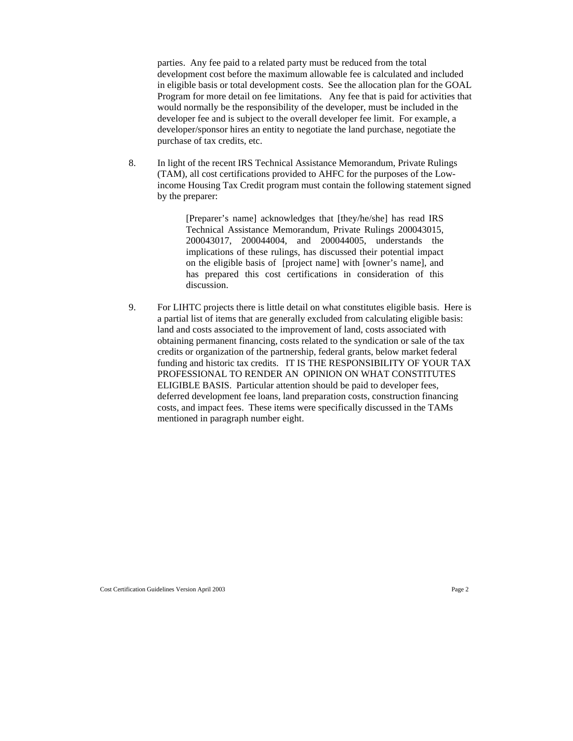parties. Any fee paid to a related party must be reduced from the total development cost before the maximum allowable fee is calculated and included in eligible basis or total development costs. See the allocation plan for the GOAL Program for more detail on fee limitations. Any fee that is paid for activities that would normally be the responsibility of the developer, must be included in the developer fee and is subject to the overall developer fee limit. For example, a developer/sponsor hires an entity to negotiate the land purchase, negotiate the purchase of tax credits, etc.

8. In light of the recent IRS Technical Assistance Memorandum, Private Rulings (TAM), all cost certifications provided to AHFC for the purposes of the Low-income Housing Tax Credit program must contain the following statement signed by the preparer:

   > [Preparer's name] acknowledges that [they/he/she] has read IRS Technical Assistance Memorandum, Private Rulings 200043015, 200043017, 200044004, and 200044005, understands the implications of these rulings, has discussed their potential impact on the eligible basis of [project name] with [owner's name], and has prepared this cost certifications in consideration of this discussion.

9. For LIHTC projects there is little detail on what constitutes eligible basis. Here is a partial list of items that are generally excluded from calculating eligible basis: land and costs associated to the improvement of land, costs associated with obtaining permanent financing, costs related to the syndication or sale of the tax credits or organization of the partnership, federal grants, below market federal funding and historic tax credits. IT IS THE RESPONSIBILITY OF YOUR TAX PROFESSIONAL TO RENDER AN OPINION ON WHAT CONSTITUTES ELIGIBLE BASIS. Particular attention should be paid to developer fees, deferred development fee loans, land preparation costs, construction financing costs, and impact fees. These items were specifically discussed in the TAMs mentioned in paragraph number eight.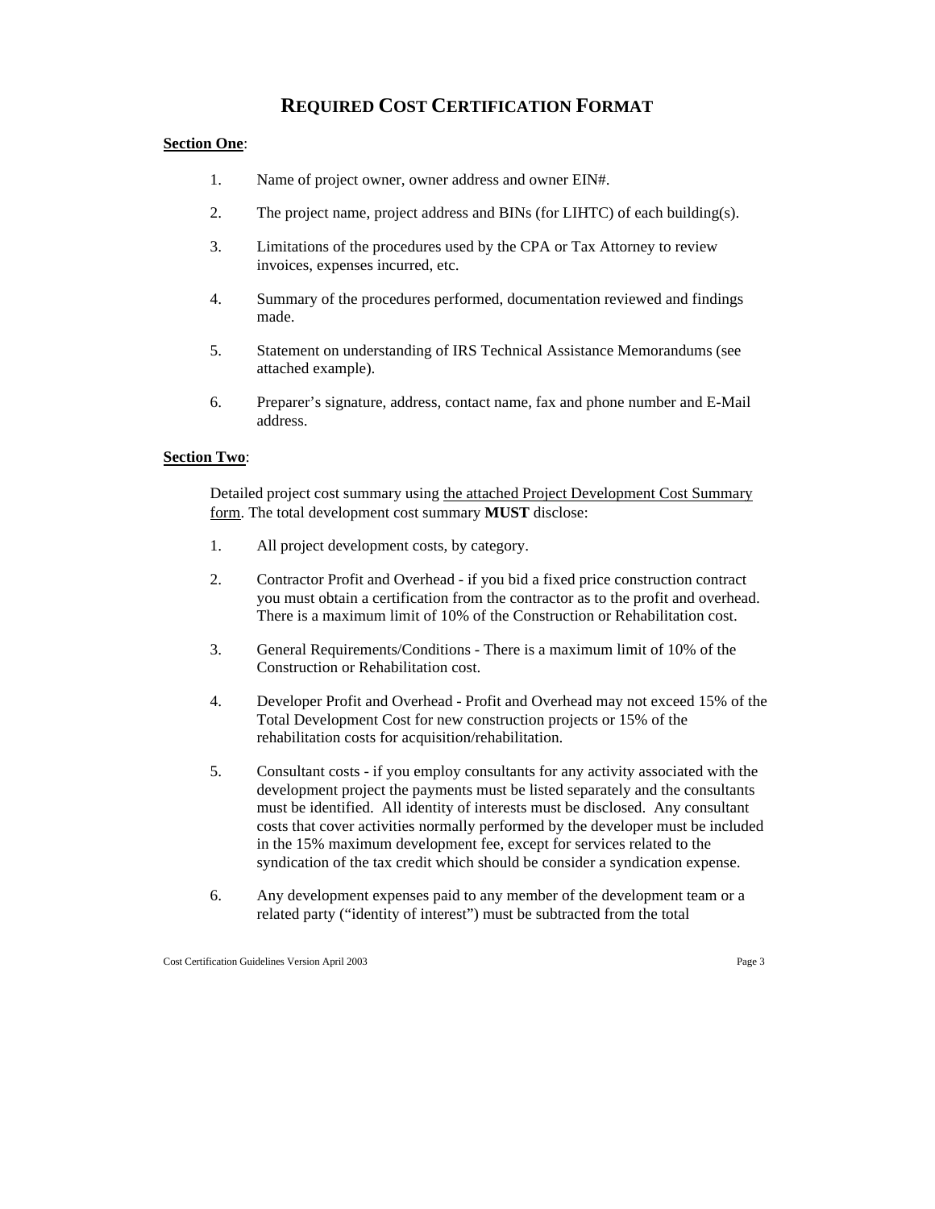# REQUIRED COST CERTIFICATION FORMAT

**Section One**:

1. Name of project owner, owner address and owner EIN#.

2. The project name, project address and BINs (for LIHTC) of each building(s).

3. Limitations of the procedures used by the CPA or Tax Attorney to review invoices, expenses incurred, etc.

4. Summary of the procedures performed, documentation reviewed and findings made.

5. Statement on understanding of IRS Technical Assistance Memorandums (see attached example).

6. Preparer's signature, address, contact name, fax and phone number and E-Mail address.

**Section Two**:

Detailed project cost summary using the attached Project Development Cost Summary form. The total development cost summary **MUST** disclose:

1. All project development costs, by category.

2. Contractor Profit and Overhead - if you bid a fixed price construction contract you must obtain a certification from the contractor as to the profit and overhead. There is a maximum limit of 10% of the Construction or Rehabilitation cost.

3. General Requirements/Conditions - There is a maximum limit of 10% of the Construction or Rehabilitation cost.

4. Developer Profit and Overhead - Profit and Overhead may not exceed 15% of the Total Development Cost for new construction projects or 15% of the rehabilitation costs for acquisition/rehabilitation.

5. Consultant costs - if you employ consultants for any activity associated with the development project the payments must be listed separately and the consultants must be identified. All identity of interests must be disclosed. Any consultant costs that cover activities normally performed by the developer must be included in the 15% maximum development fee, except for services related to the syndication of the tax credit which should be consider a syndication expense.

6. Any development expenses paid to any member of the development team or a related party ("identity of interest") must be subtracted from the total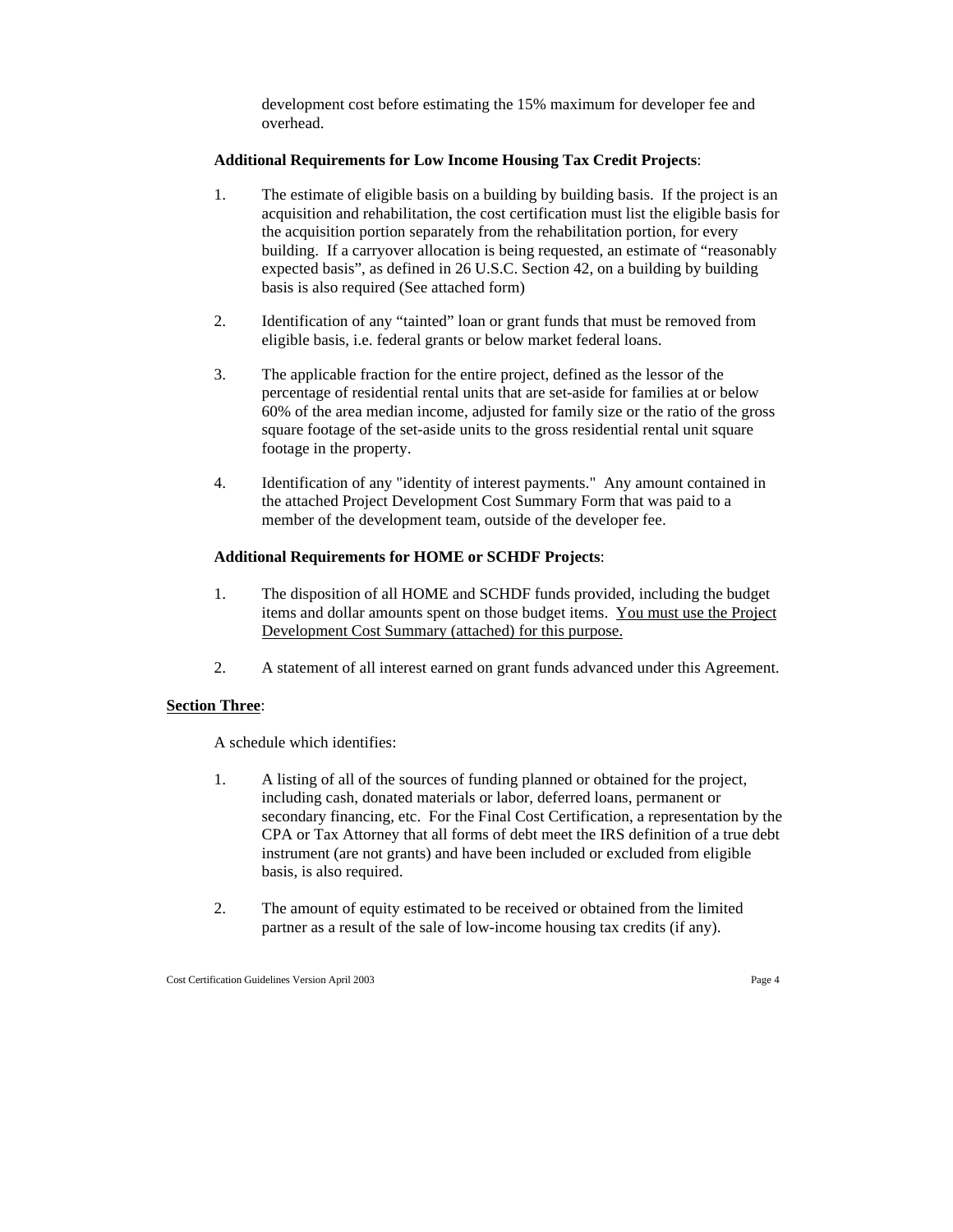development cost before estimating the 15% maximum for developer fee and overhead.

**Additional Requirements for Low Income Housing Tax Credit Projects**:

1. The estimate of eligible basis on a building by building basis. If the project is an acquisition and rehabilitation, the cost certification must list the eligible basis for the acquisition portion separately from the rehabilitation portion, for every building. If a carryover allocation is being requested, an estimate of "reasonably expected basis", as defined in 26 U.S.C. Section 42, on a building by building basis is also required (See attached form)

2. Identification of any "tainted" loan or grant funds that must be removed from eligible basis, i.e. federal grants or below market federal loans.

3. The applicable fraction for the entire project, defined as the lessor of the percentage of residential rental units that are set-aside for families at or below 60% of the area median income, adjusted for family size or the ratio of the gross square footage of the set-aside units to the gross residential rental unit square footage in the property.

4. Identification of any "identity of interest payments." Any amount contained in the attached Project Development Cost Summary Form that was paid to a member of the development team, outside of the developer fee.

**Additional Requirements for HOME or SCHDF Projects**:

1. The disposition of all HOME and SCHDF funds provided, including the budget items and dollar amounts spent on those budget items. <u>You must use the Project Development Cost Summary (attached) for this purpose.</u>

2. A statement of all interest earned on grant funds advanced under this Agreement.

**<u>Section Three</u>**:

A schedule which identifies:

1. A listing of all of the sources of funding planned or obtained for the project, including cash, donated materials or labor, deferred loans, permanent or secondary financing, etc. For the Final Cost Certification, a representation by the CPA or Tax Attorney that all forms of debt meet the IRS definition of a true debt instrument (are not grants) and have been included or excluded from eligible basis, is also required.

2. The amount of equity estimated to be received or obtained from the limited partner as a result of the sale of low-income housing tax credits (if any).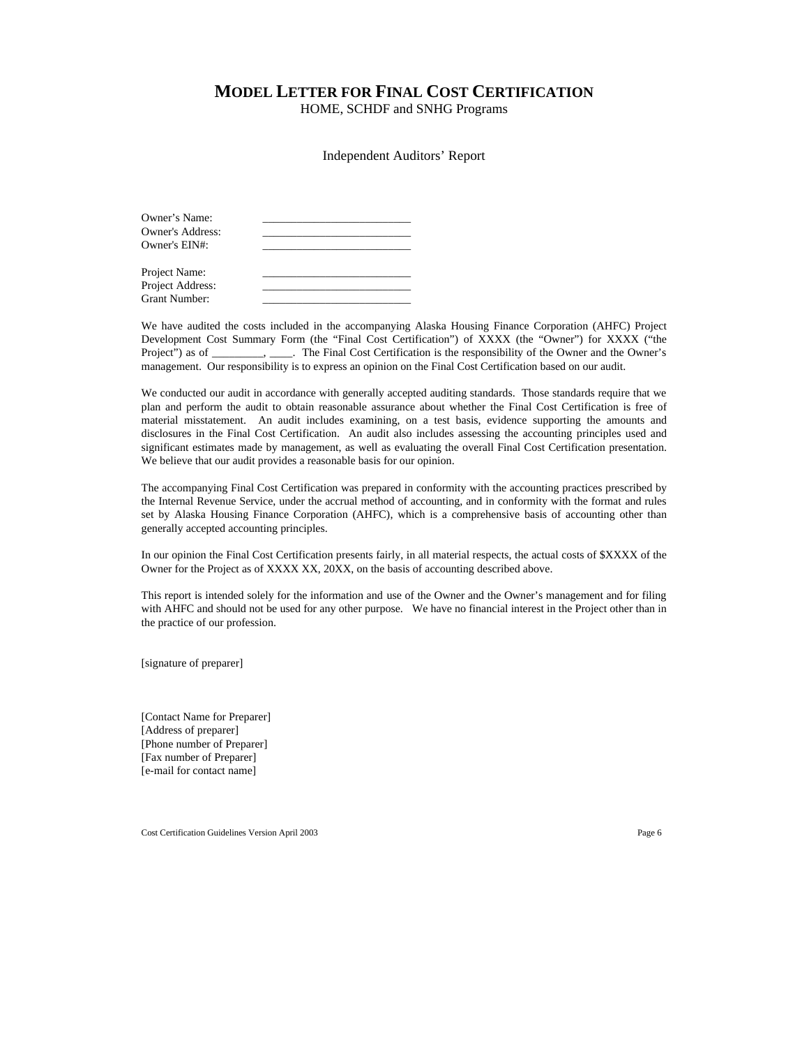# MODEL LETTER FOR FINAL COST CERTIFICATION

HOME, SCHDF and SNHG Programs

Independent Auditors' Report

Owner's Name: ___________________________
Owner's Address: ___________________________
Owner's EIN#: ___________________________

Project Name: ___________________________
Project Address: ___________________________
Grant Number: ___________________________

We have audited the costs included in the accompanying Alaska Housing Finance Corporation (AHFC) Project Development Cost Summary Form (the "Final Cost Certification") of XXXX (the "Owner") for XXXX ("the Project") as of _________, ____. The Final Cost Certification is the responsibility of the Owner and the Owner's management. Our responsibility is to express an opinion on the Final Cost Certification based on our audit.

We conducted our audit in accordance with generally accepted auditing standards. Those standards require that we plan and perform the audit to obtain reasonable assurance about whether the Final Cost Certification is free of material misstatement. An audit includes examining, on a test basis, evidence supporting the amounts and disclosures in the Final Cost Certification. An audit also includes assessing the accounting principles used and significant estimates made by management, as well as evaluating the overall Final Cost Certification presentation. We believe that our audit provides a reasonable basis for our opinion.

The accompanying Final Cost Certification was prepared in conformity with the accounting practices prescribed by the Internal Revenue Service, under the accrual method of accounting, and in conformity with the format and rules set by Alaska Housing Finance Corporation (AHFC), which is a comprehensive basis of accounting other than generally accepted accounting principles.

In our opinion the Final Cost Certification presents fairly, in all material respects, the actual costs of $XXXX of the Owner for the Project as of XXXX XX, 20XX, on the basis of accounting described above.

This report is intended solely for the information and use of the Owner and the Owner's management and for filing with AHFC and should not be used for any other purpose. We have no financial interest in the Project other than in the practice of our profession.

[signature of preparer]

[Contact Name for Preparer]
[Address of preparer]
[Phone number of Preparer]
[Fax number of Preparer]
[e-mail for contact name]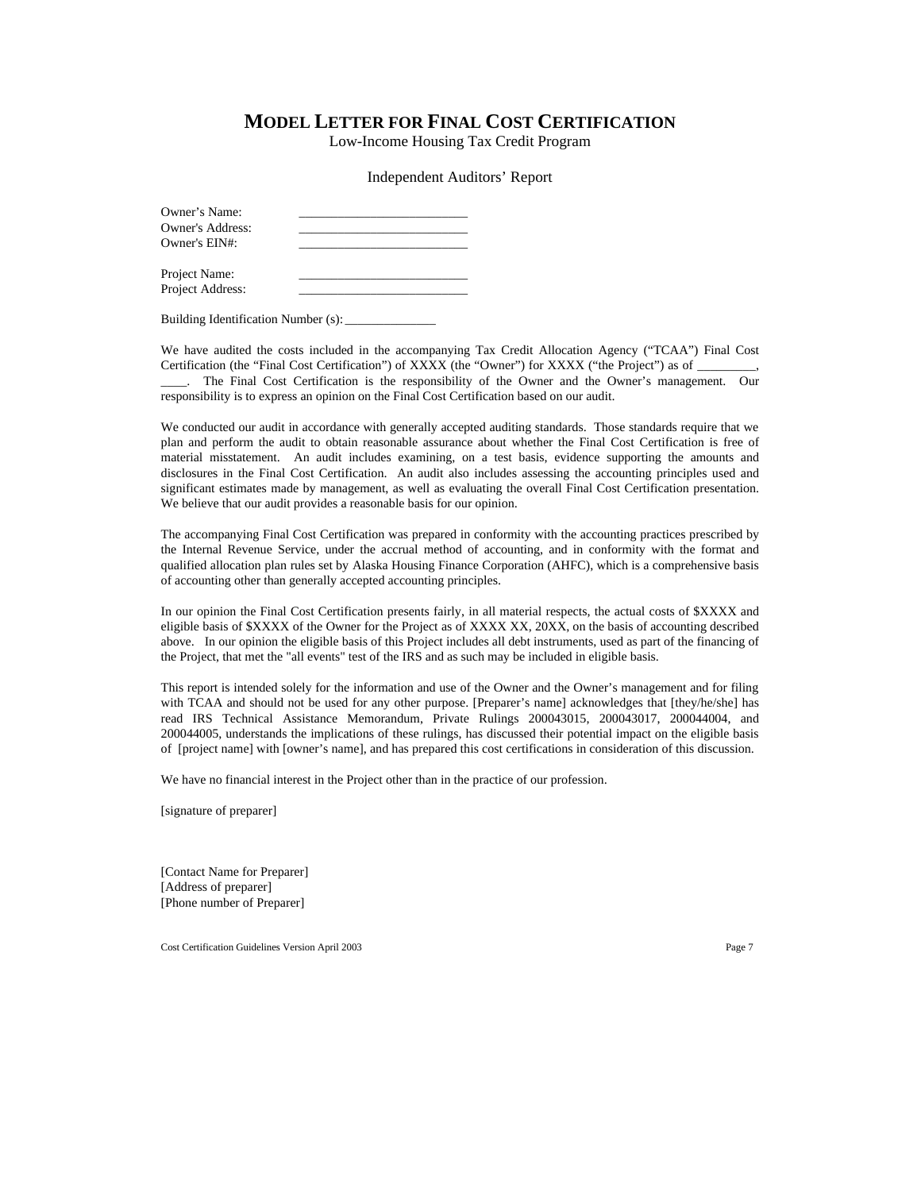# MODEL LETTER FOR FINAL COST CERTIFICATION

Low-Income Housing Tax Credit Program

Independent Auditors' Report

Owner's Name: ___________________________
Owner's Address: ___________________________
Owner's EIN#: ___________________________

Project Name: ___________________________
Project Address: ___________________________

Building Identification Number (s): ______________

We have audited the costs included in the accompanying Tax Credit Allocation Agency ("TCAA") Final Cost Certification (the "Final Cost Certification") of XXXX (the "Owner") for XXXX ("the Project") as of _________, ____. The Final Cost Certification is the responsibility of the Owner and the Owner's management. Our responsibility is to express an opinion on the Final Cost Certification based on our audit.

We conducted our audit in accordance with generally accepted auditing standards. Those standards require that we plan and perform the audit to obtain reasonable assurance about whether the Final Cost Certification is free of material misstatement. An audit includes examining, on a test basis, evidence supporting the amounts and disclosures in the Final Cost Certification. An audit also includes assessing the accounting principles used and significant estimates made by management, as well as evaluating the overall Final Cost Certification presentation. We believe that our audit provides a reasonable basis for our opinion.

The accompanying Final Cost Certification was prepared in conformity with the accounting practices prescribed by the Internal Revenue Service, under the accrual method of accounting, and in conformity with the format and qualified allocation plan rules set by Alaska Housing Finance Corporation (AHFC), which is a comprehensive basis of accounting other than generally accepted accounting principles.

In our opinion the Final Cost Certification presents fairly, in all material respects, the actual costs of $XXXX and eligible basis of $XXXX of the Owner for the Project as of XXXX XX, 20XX, on the basis of accounting described above. In our opinion the eligible basis of this Project includes all debt instruments, used as part of the financing of the Project, that met the "all events" test of the IRS and as such may be included in eligible basis.

This report is intended solely for the information and use of the Owner and the Owner's management and for filing with TCAA and should not be used for any other purpose. [Preparer's name] acknowledges that [they/he/she] has read IRS Technical Assistance Memorandum, Private Rulings 200043015, 200043017, 200044004, and 200044005, understands the implications of these rulings, has discussed their potential impact on the eligible basis of [project name] with [owner's name], and has prepared this cost certifications in consideration of this discussion.

We have no financial interest in the Project other than in the practice of our profession.

[signature of preparer]

[Contact Name for Preparer]
[Address of preparer]
[Phone number of Preparer]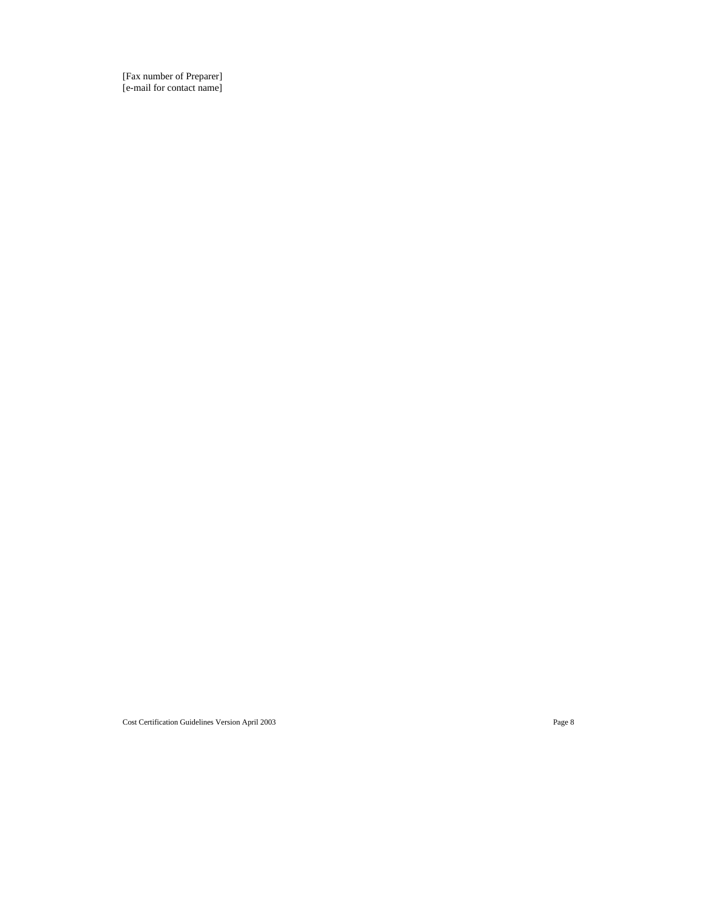[Fax number of Preparer]
[e-mail for contact name]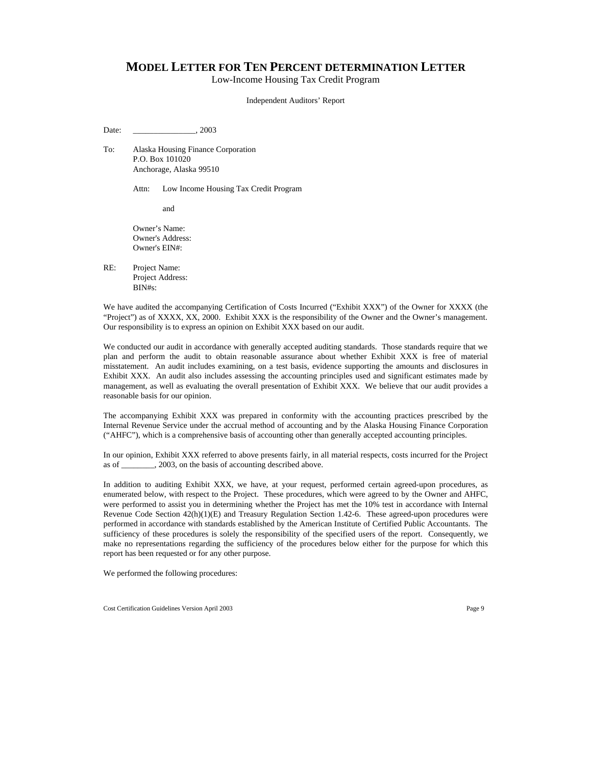# MODEL LETTER FOR TEN PERCENT DETERMINATION LETTER

Low-Income Housing Tax Credit Program

Independent Auditors' Report

Date: _______________, 2003

To: Alaska Housing Finance Corporation
P.O. Box 101020
Anchorage, Alaska 99510

Attn: Low Income Housing Tax Credit Program

and

Owner's Name:
Owner's Address:
Owner's EIN#:

RE: Project Name:
Project Address:
BIN#s:

We have audited the accompanying Certification of Costs Incurred ("Exhibit XXX") of the Owner for XXXX (the "Project") as of XXXX, XX, 2000. Exhibit XXX is the responsibility of the Owner and the Owner's management. Our responsibility is to express an opinion on Exhibit XXX based on our audit.

We conducted our audit in accordance with generally accepted auditing standards. Those standards require that we plan and perform the audit to obtain reasonable assurance about whether Exhibit XXX is free of material misstatement. An audit includes examining, on a test basis, evidence supporting the amounts and disclosures in Exhibit XXX. An audit also includes assessing the accounting principles used and significant estimates made by management, as well as evaluating the overall presentation of Exhibit XXX. We believe that our audit provides a reasonable basis for our opinion.

The accompanying Exhibit XXX was prepared in conformity with the accounting practices prescribed by the Internal Revenue Service under the accrual method of accounting and by the Alaska Housing Finance Corporation ("AHFC"), which is a comprehensive basis of accounting other than generally accepted accounting principles.

In our opinion, Exhibit XXX referred to above presents fairly, in all material respects, costs incurred for the Project as of ________, 2003, on the basis of accounting described above.

In addition to auditing Exhibit XXX, we have, at your request, performed certain agreed-upon procedures, as enumerated below, with respect to the Project. These procedures, which were agreed to by the Owner and AHFC, were performed to assist you in determining whether the Project has met the 10% test in accordance with Internal Revenue Code Section 42(h)(1)(E) and Treasury Regulation Section 1.42-6. These agreed-upon procedures were performed in accordance with standards established by the American Institute of Certified Public Accountants. The sufficiency of these procedures is solely the responsibility of the specified users of the report. Consequently, we make no representations regarding the sufficiency of the procedures below either for the purpose for which this report has been requested or for any other purpose.

We performed the following procedures: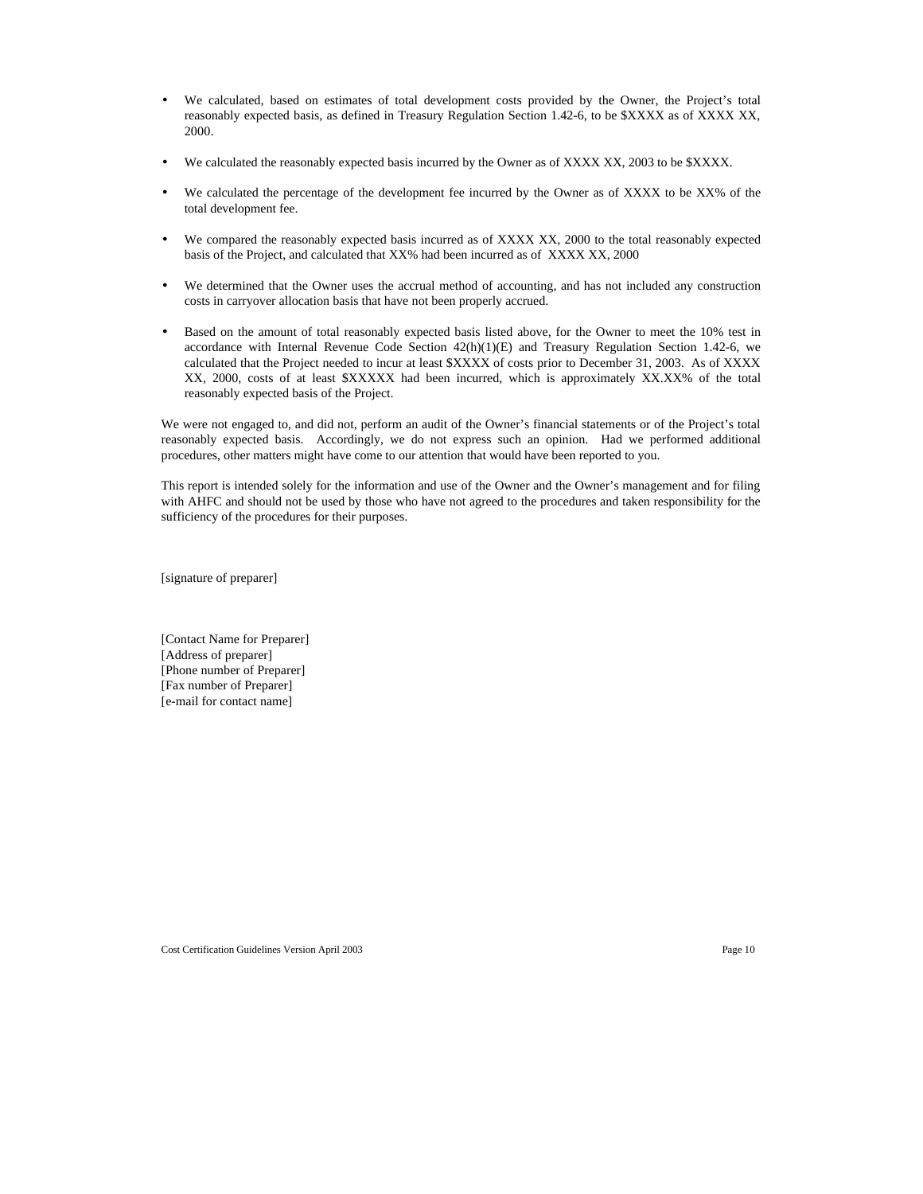- We calculated, based on estimates of total development costs provided by the Owner, the Project's total reasonably expected basis, as defined in Treasury Regulation Section 1.42-6, to be $XXXX as of XXXX XX, 2000.

- We calculated the reasonably expected basis incurred by the Owner as of XXXX XX, 2003 to be $XXXX.

- We calculated the percentage of the development fee incurred by the Owner as of XXXX to be XX% of the total development fee.

- We compared the reasonably expected basis incurred as of XXXX XX, 2000 to the total reasonably expected basis of the Project, and calculated that XX% had been incurred as of XXXX XX, 2000

- We determined that the Owner uses the accrual method of accounting, and has not included any construction costs in carryover allocation basis that have not been properly accrued.

- Based on the amount of total reasonably expected basis listed above, for the Owner to meet the 10% test in accordance with Internal Revenue Code Section 42(h)(1)(E) and Treasury Regulation Section 1.42-6, we calculated that the Project needed to incur at least $XXXX of costs prior to December 31, 2003. As of XXXX XX, 2000, costs of at least $XXXXX had been incurred, which is approximately XX.XX% of the total reasonably expected basis of the Project.

We were not engaged to, and did not, perform an audit of the Owner's financial statements or of the Project's total reasonably expected basis. Accordingly, we do not express such an opinion. Had we performed additional procedures, other matters might have come to our attention that would have been reported to you.

This report is intended solely for the information and use of the Owner and the Owner's management and for filing with AHFC and should not be used by those who have not agreed to the procedures and taken responsibility for the sufficiency of the procedures for their purposes.

[signature of preparer]

[Contact Name for Preparer]
[Address of preparer]
[Phone number of Preparer]
[Fax number of Preparer]
[e-mail for contact name]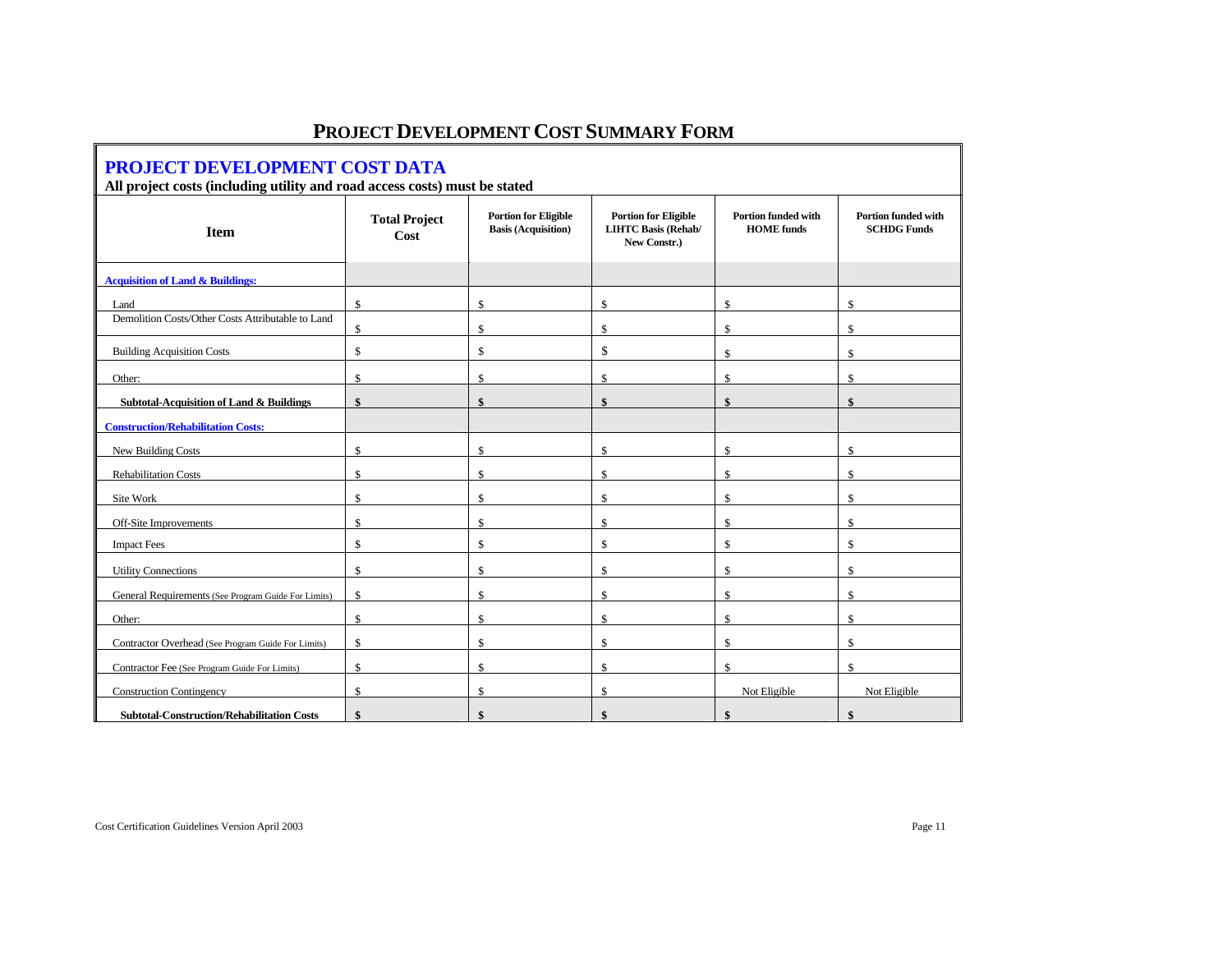# PROJECT DEVELOPMENT COST SUMMARY FORM

## PROJECT DEVELOPMENT COST DATA

**All project costs (including utility and road access costs) must be stated**

| Item | Total Project Cost | Portion for Eligible Basis (Acquisition) | Portion for Eligible LIHTC Basis (Rehab/ New Constr.) | Portion funded with HOME funds | Portion funded with SCHDG Funds |
|---|---|---|---|---|---|
| **Acquisition of Land & Buildings:** | | | | | |
| Land | $ | $ | $ | $ | $ |
| Demolition Costs/Other Costs Attributable to Land | $ | $ | $ | $ | $ |
| Building Acquisition Costs | $ | $ | $ | $ | $ |
| Other: | $ | $ | $ | $ | $ |
| **Subtotal-Acquisition of Land & Buildings** | **$** | **$** | **$** | **$** | **$** |
| **Construction/Rehabilitation Costs:** | | | | | |
| New Building Costs | $ | $ | $ | $ | $ |
| Rehabilitation Costs | $ | $ | $ | $ | $ |
| Site Work | $ | $ | $ | $ | $ |
| Off-Site Improvements | $ | $ | $ | $ | $ |
| Impact Fees | $ | $ | $ | $ | $ |
| Utility Connections | $ | $ | $ | $ | $ |
| General Requirements (See Program Guide For Limits) | $ | $ | $ | $ | $ |
| Other: | $ | $ | $ | $ | $ |
| Contractor Overhead (See Program Guide For Limits) | $ | $ | $ | $ | $ |
| Contractor Fee (See Program Guide For Limits) | $ | $ | $ | $ | $ |
| Construction Contingency | $ | $ | $ | Not Eligible | Not Eligible |
| **Subtotal-Construction/Rehabilitation Costs** | **$** | **$** | **$** | **$** | **$** |

Cost Certification Guidelines Version April 2003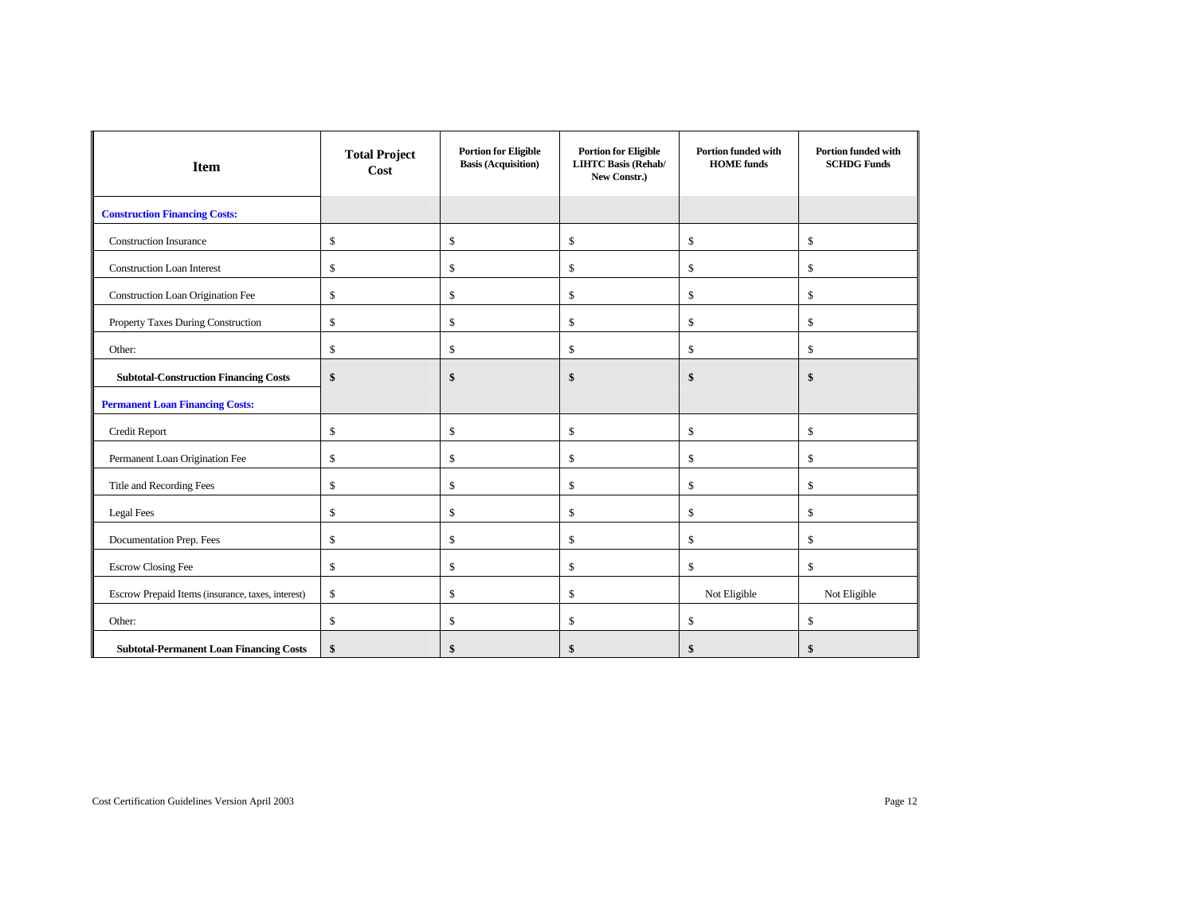| Item | Total Project Cost | Portion for Eligible Basis (Acquisition) | Portion for Eligible LIHTC Basis (Rehab/ New Constr.) | Portion funded with HOME funds | Portion funded with SCHDG Funds |
|---|---|---|---|---|---|
| **Construction Financing Costs:** | | | | | |
| Construction Insurance | $ | $ | $ | $ | $ |
| Construction Loan Interest | $ | $ | $ | $ | $ |
| Construction Loan Origination Fee | $ | $ | $ | $ | $ |
| Property Taxes During Construction | $ | $ | $ | $ | $ |
| Other: | $ | $ | $ | $ | $ |
| **Subtotal-Construction Financing Costs** | **$** | **$** | **$** | **$** | **$** |
| **Permanent Loan Financing Costs:** | | | | | |
| Credit Report | $ | $ | $ | $ | $ |
| Permanent Loan Origination Fee | $ | $ | $ | $ | $ |
| Title and Recording Fees | $ | $ | $ | $ | $ |
| Legal Fees | $ | $ | $ | $ | $ |
| Documentation Prep. Fees | $ | $ | $ | $ | $ |
| Escrow Closing Fee | $ | $ | $ | $ | $ |
| Escrow Prepaid Items (insurance, taxes, interest) | $ | $ | $ | Not Eligible | Not Eligible |
| Other: | $ | $ | $ | $ | $ |
| **Subtotal-Permanent Loan Financing Costs** | **$** | **$** | **$** | **$** | **$** |

Cost Certification Guidelines Version April 2003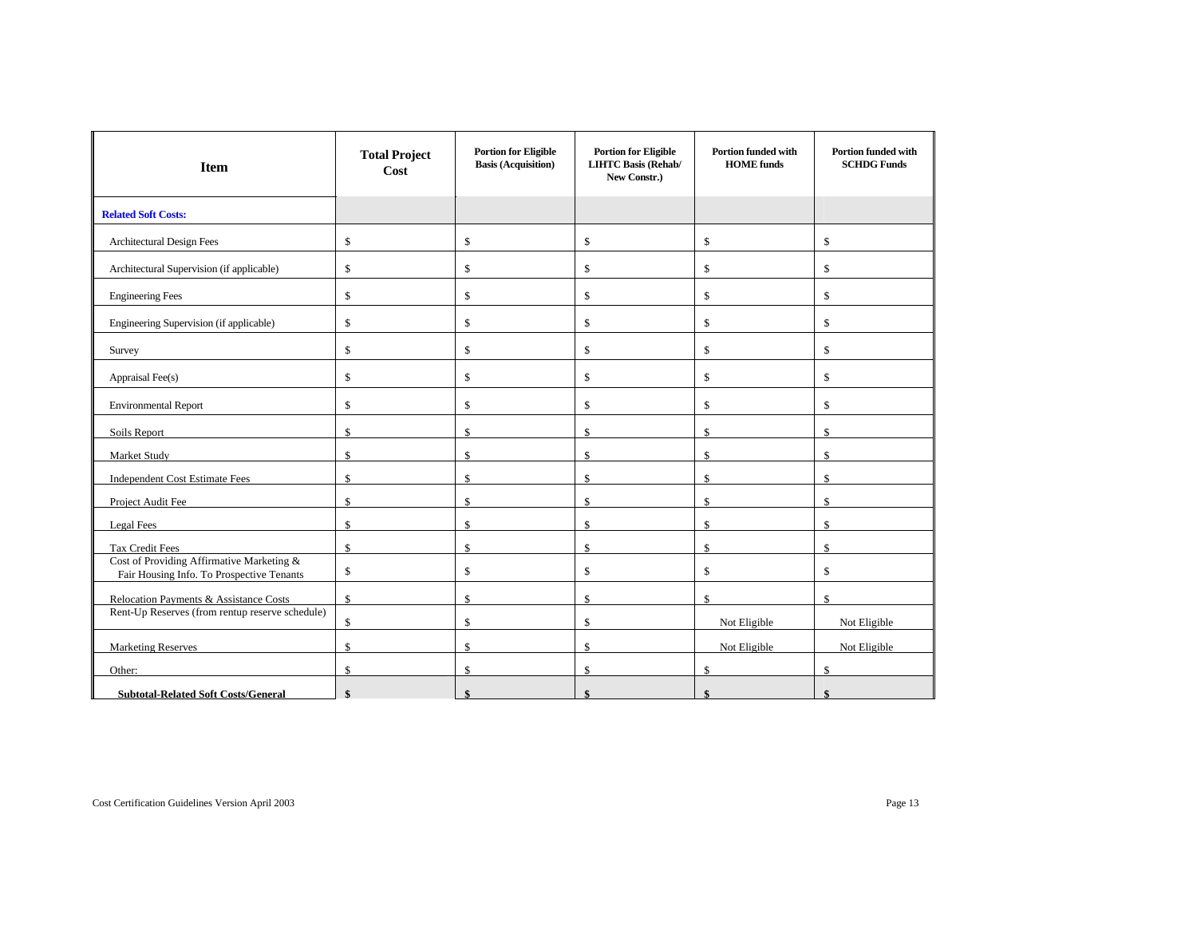| Item | Total Project Cost | Portion for Eligible Basis (Acquisition) | Portion for Eligible LIHTC Basis (Rehab/ New Constr.) | Portion funded with HOME funds | Portion funded with SCHDG Funds |
|---|---|---|---|---|---|
| **Related Soft Costs:** | | | | | |
| Architectural Design Fees | $ | $ | $ | $ | $ |
| Architectural Supervision (if applicable) | $ | $ | $ | $ | $ |
| Engineering Fees | $ | $ | $ | $ | $ |
| Engineering Supervision (if applicable) | $ | $ | $ | $ | $ |
| Survey | $ | $ | $ | $ | $ |
| Appraisal Fee(s) | $ | $ | $ | $ | $ |
| Environmental Report | $ | $ | $ | $ | $ |
| Soils Report | $ | $ | $ | $ | $ |
| Market Study | $ | $ | $ | $ | $ |
| Independent Cost Estimate Fees | $ | $ | $ | $ | $ |
| Project Audit Fee | $ | $ | $ | $ | $ |
| Legal Fees | $ | $ | $ | $ | $ |
| Tax Credit Fees | $ | $ | $ | $ | $ |
| Cost of Providing Affirmative Marketing & Fair Housing Info. To Prospective Tenants | $ | $ | $ | $ | $ |
| Relocation Payments & Assistance Costs | $ | $ | $ | $ | $ |
| Rent-Up Reserves (from rentup reserve schedule) | $ | $ | $ | Not Eligible | Not Eligible |
| Marketing Reserves | $ | $ | $ | Not Eligible | Not Eligible |
| Other: | $ | $ | $ | $ | $ |
| **Subtotal-Related Soft Costs/General** | **$** | **$** | **$** | **$** | **$** |

Cost Certification Guidelines Version April 2003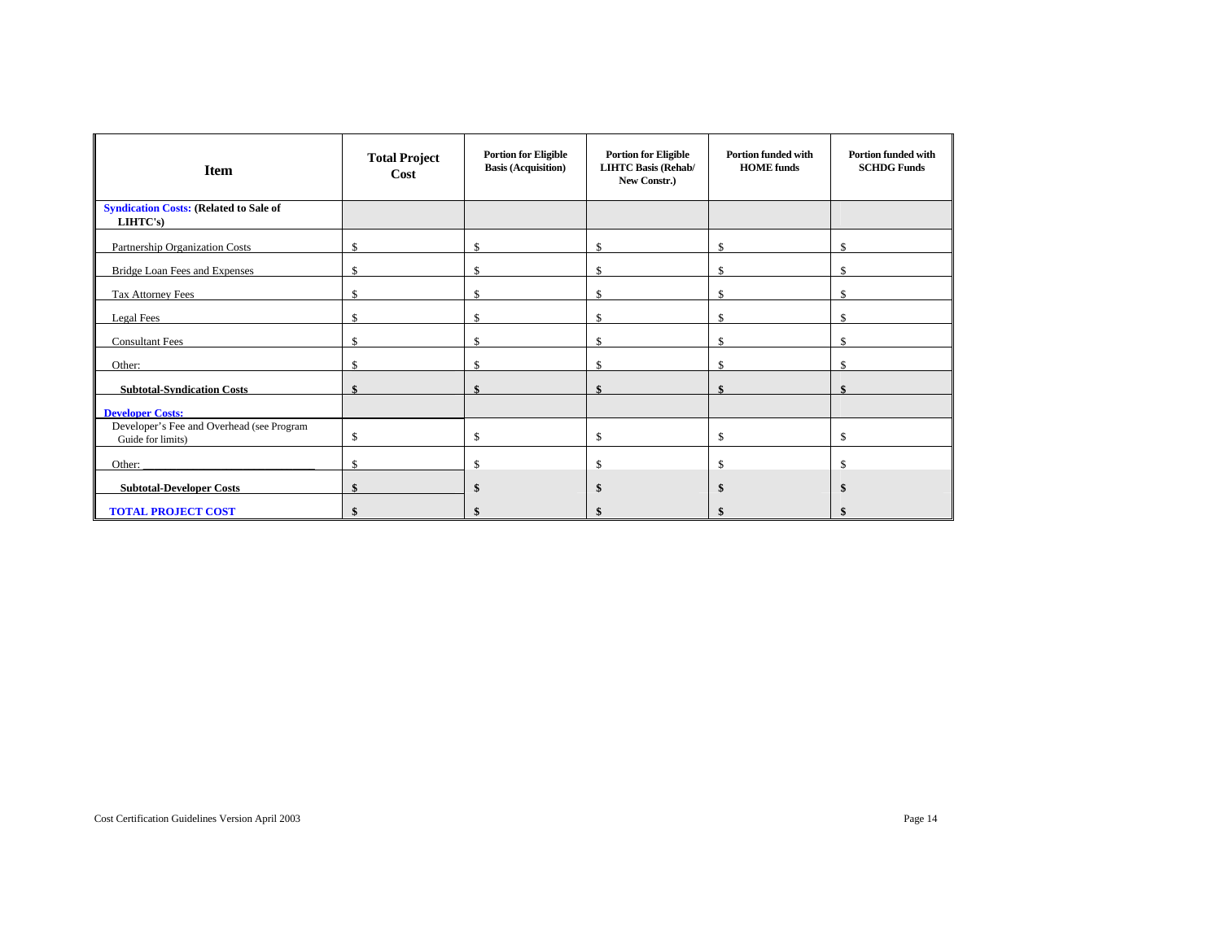| Item | Total Project Cost | Portion for Eligible Basis (Acquisition) | Portion for Eligible LIHTC Basis (Rehab/ New Constr.) | Portion funded with HOME funds | Portion funded with SCHDG Funds |
|---|---|---|---|---|---|
| **Syndication Costs: (Related to Sale of LIHTC's)** | | | | | |
| Partnership Organization Costs | $ | $ | $ | $ | $ |
| Bridge Loan Fees and Expenses | $ | $ | $ | $ | $ |
| Tax Attorney Fees | $ | $ | $ | $ | $ |
| Legal Fees | $ | $ | $ | $ | $ |
| Consultant Fees | $ | $ | $ | $ | $ |
| Other: | $ | $ | $ | $ | $ |
| **Subtotal-Syndication Costs** | **$** | **$** | **$** | **$** | **$** |
| **Developer Costs:** | | | | | |
| Developer's Fee and Overhead (see Program Guide for limits) | $ | $ | $ | $ | $ |
| Other: ______________________________ | $ | $ | $ | $ | $ |
| **Subtotal-Developer Costs** | **$** | **$** | **$** | **$** | **$** |
| **TOTAL PROJECT COST** | **$** | **$** | **$** | **$** | **$** |

Cost Certification Guidelines Version April 2003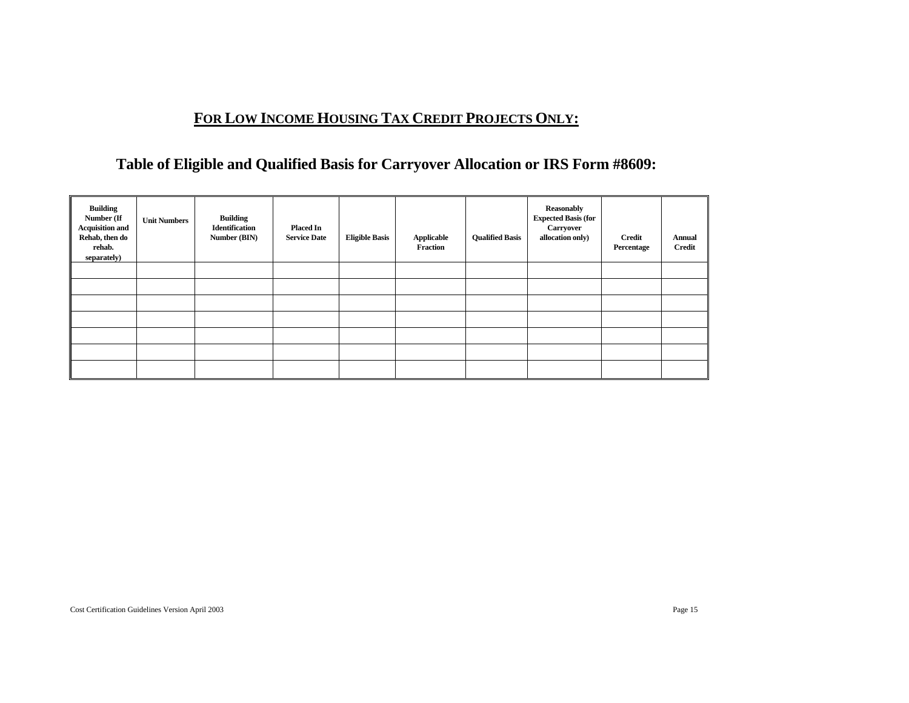**FOR LOW INCOME HOUSING TAX CREDIT PROJECTS ONLY:**

## Table of Eligible and Qualified Basis for Carryover Allocation or IRS Form #8609:

| Building Number (If Acquisition and Rehab, then do rehab. separately) | Unit Numbers | Building Identification Number (BIN) | Placed In Service Date | Eligible Basis | Applicable Fraction | Qualified Basis | Reasonably Expected Basis (for Carryover allocation only) | Credit Percentage | Annual Credit |
|---|---|---|---|---|---|---|---|---|---|
| | | | | | | | | | |
| | | | | | | | | | |
| | | | | | | | | | |
| | | | | | | | | | |
| | | | | | | | | | |
| | | | | | | | | | |
| | | | | | | | | | |

Cost Certification Guidelines Version April 2003